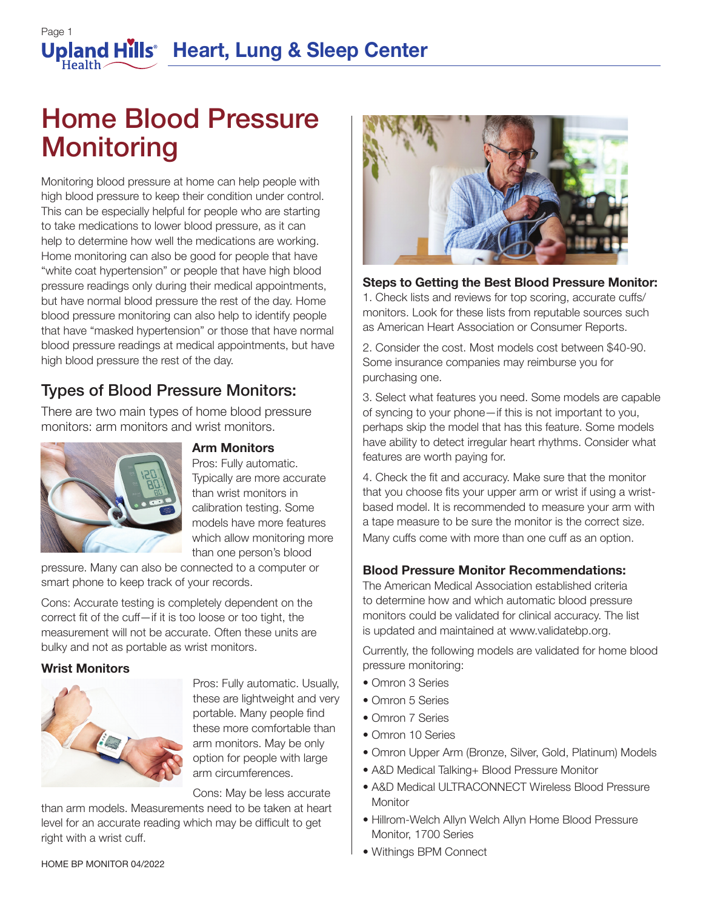# Home Blood Pressure Monitoring

Monitoring blood pressure at home can help people with high blood pressure to keep their condition under control. This can be especially helpful for people who are starting to take medications to lower blood pressure, as it can help to determine how well the medications are working. Home monitoring can also be good for people that have "white coat hypertension" or people that have high blood pressure readings only during their medical appointments, but have normal blood pressure the rest of the day. Home blood pressure monitoring can also help to identify people that have "masked hypertension" or those that have normal blood pressure readings at medical appointments, but have high blood pressure the rest of the day.

## Types of Blood Pressure Monitors:

There are two main types of home blood pressure monitors: arm monitors and wrist monitors.

### Arm Monitors

Pros: Fully automatic. Typically are more accurate than wrist monitors in calibration testing. Some models have more features which allow monitoring more than one person's blood pressure. Many can also be connected to a computer or smart phone to keep track of your records.

Cons: Accurate testing is completely dependent on the correct fit of the cuff—if it is too loose or too tight, the measurement will not be accurate. Often these units are bulky and not as portable as wrist monitors.

### Wrist Monitors

Pros: Fully automatic. Usually, these are lightweight and very portable. Many people find these more comfortable than arm monitors. May be only option for people with large arm circumferences.

Cons: May be less accurate than arm models. Measurements need to be taken at heart level for an accurate reading which may be difficult to get right with a wrist cuff.

### Steps to Getting the Best Blood Pressure Monitor:

1. Check lists and reviews for top scoring, accurate cuffs/monitors. Look for these lists from reputable sources such as American Heart Association or Consumer Reports.

2. Consider the cost. Most models cost between $40-90. Some insurance companies may reimburse you for purchasing one.

3. Select what features you need. Some models are capable of syncing to your phone—if this is not important to you, perhaps skip the model that has this feature. Some models have ability to detect irregular heart rhythms. Consider what features are worth paying for.

4. Check the fit and accuracy. Make sure that the monitor that you choose fits your upper arm or wrist if using a wrist-based model. It is recommended to measure your arm with a tape measure to be sure the monitor is the correct size. Many cuffs come with more than one cuff as an option.

### Blood Pressure Monitor Recommendations:

The American Medical Association established criteria to determine how and which automatic blood pressure monitors could be validated for clinical accuracy. The list is updated and maintained at www.validatebp.org.

Currently, the following models are validated for home blood pressure monitoring:

- Omron 3 Series
- Omron 5 Series
- Omron 7 Series
- Omron 10 Series
- Omron Upper Arm (Bronze, Silver, Gold, Platinum) Models
- A&D Medical Talking+ Blood Pressure Monitor
- A&D Medical ULTRACONNECT Wireless Blood Pressure Monitor
- Hillrom-Welch Allyn Welch Allyn Home Blood Pressure Monitor, 1700 Series
- Withings BPM Connect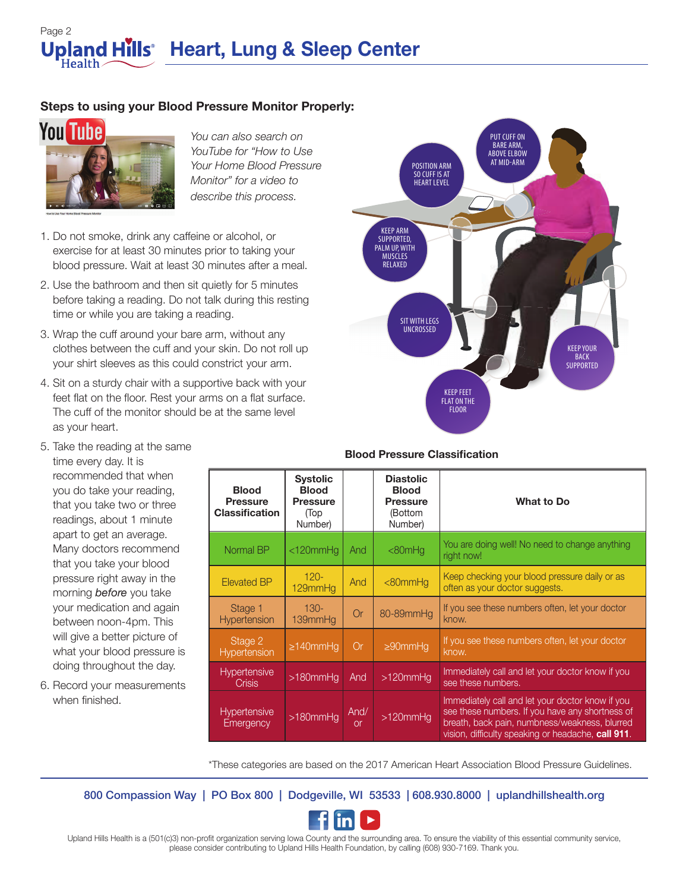## Heart, Lung & Sleep Center

### Steps to using your Blood Pressure Monitor Properly:

*You can also search on YouTube for "How to Use Your Home Blood Pressure Monitor" for a video to describe this process.*

1. Do not smoke, drink any caffeine or alcohol, or exercise for at least 30 minutes prior to taking your blood pressure. Wait at least 30 minutes after a meal.
2. Use the bathroom and then sit quietly for 5 minutes before taking a reading. Do not talk during this resting time or while you are taking a reading.
3. Wrap the cuff around your bare arm, without any clothes between the cuff and your skin. Do not roll up your shirt sleeves as this could constrict your arm.
4. Sit on a sturdy chair with a supportive back with your feet flat on the floor. Rest your arms on a flat surface. The cuff of the monitor should be at the same level as your heart.
5. Take the reading at the same time every day. It is recommended that when you do take your reading, that you take two or three readings, about 1 minute apart to get an average. Many doctors recommend that you take your blood pressure right away in the morning *before* you take your medication and again between noon-4pm. This will give a better picture of what your blood pressure is doing throughout the day.
6. Record your measurements when finished.

PUT CUFF ON BARE ARM, ABOVE ELBOW AT MID-ARM

POSITION ARM SO CUFF IS AT HEART LEVEL

KEEP ARM SUPPORTED, PALM UP, WITH MUSCLES RELAXED

SIT WITH LEGS UNCROSSED

KEEP YOUR BACK SUPPORTED

KEEP FEET FLAT ON THE FLOOR

### Blood Pressure Classification

| Blood Pressure Classification | Systolic Blood Pressure (Top Number) | | Diastolic Blood Pressure (Bottom Number) | What to Do |
|---|---|---|---|---|
| Normal BP | <120mmHg | And | <80mHg | You are doing well! No need to change anything right now! |
| Elevated BP | 120-129mmHg | And | <80mmHg | Keep checking your blood pressure daily or as often as your doctor suggests. |
| Stage 1 Hypertension | 130-139mmHg | Or | 80-89mmHg | If you see these numbers often, let your doctor know. |
| Stage 2 Hypertension | ≥140mmHg | Or | ≥90mmHg | If you see these numbers often, let your doctor know. |
| Hypertensive Crisis | >180mmHg | And | >120mmHg | Immediately call and let your doctor know if you see these numbers. |
| Hypertensive Emergency | >180mmHg | And/or | >120mmHg | Immediately call and let your doctor know if you see these numbers. If you have any shortness of breath, back pain, numbness/weakness, blurred vision, difficulty speaking or headache, **call 911**. |

*These categories are based on the 2017 American Heart Association Blood Pressure Guidelines.

800 Compassion Way | PO Box 800 | Dodgeville, WI 53533 | 608.930.8000 | uplandhillshealth.org

Upland Hills Health is a (501(c)3) non-profit organization serving Iowa County and the surrounding area. To ensure the viability of this essential community service, please consider contributing to Upland Hills Health Foundation, by calling (608) 930-7169. Thank you.